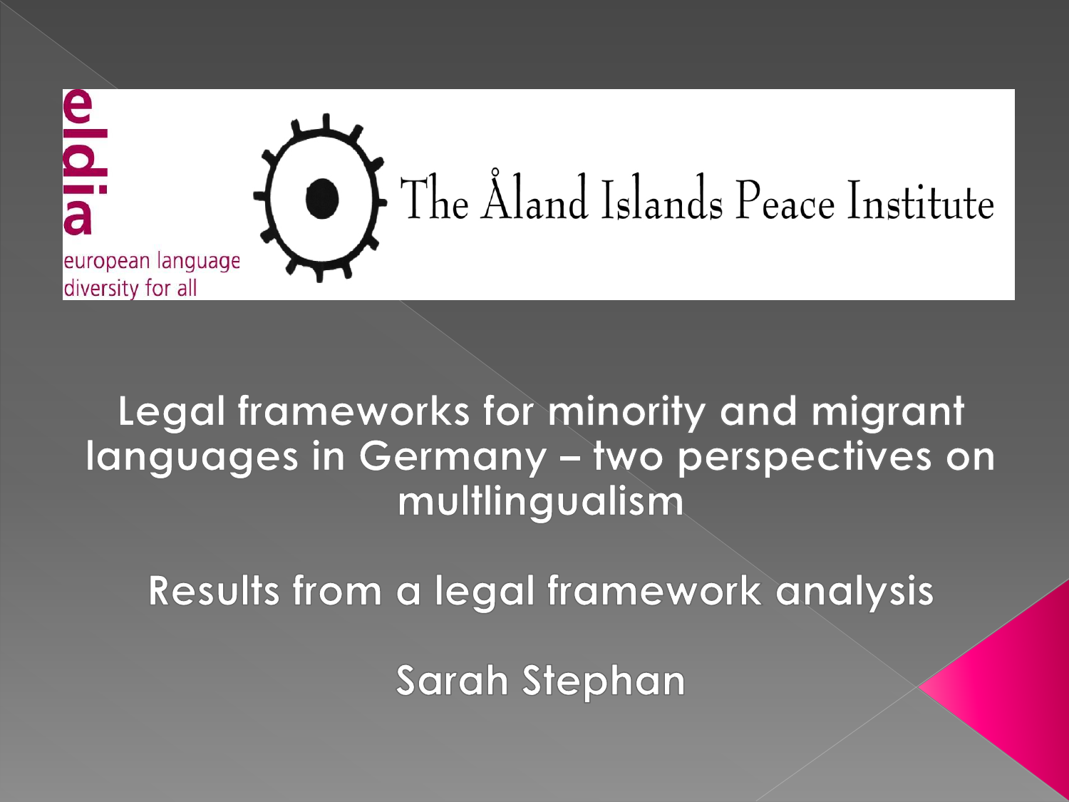eldia

european language diversity for all

The Åland Islands Peace Institute

# Legal frameworks for minority and migrant languages in Germany – two perspectives on multlingualism

## Results from a legal framework analysis

**Sarah Stephan**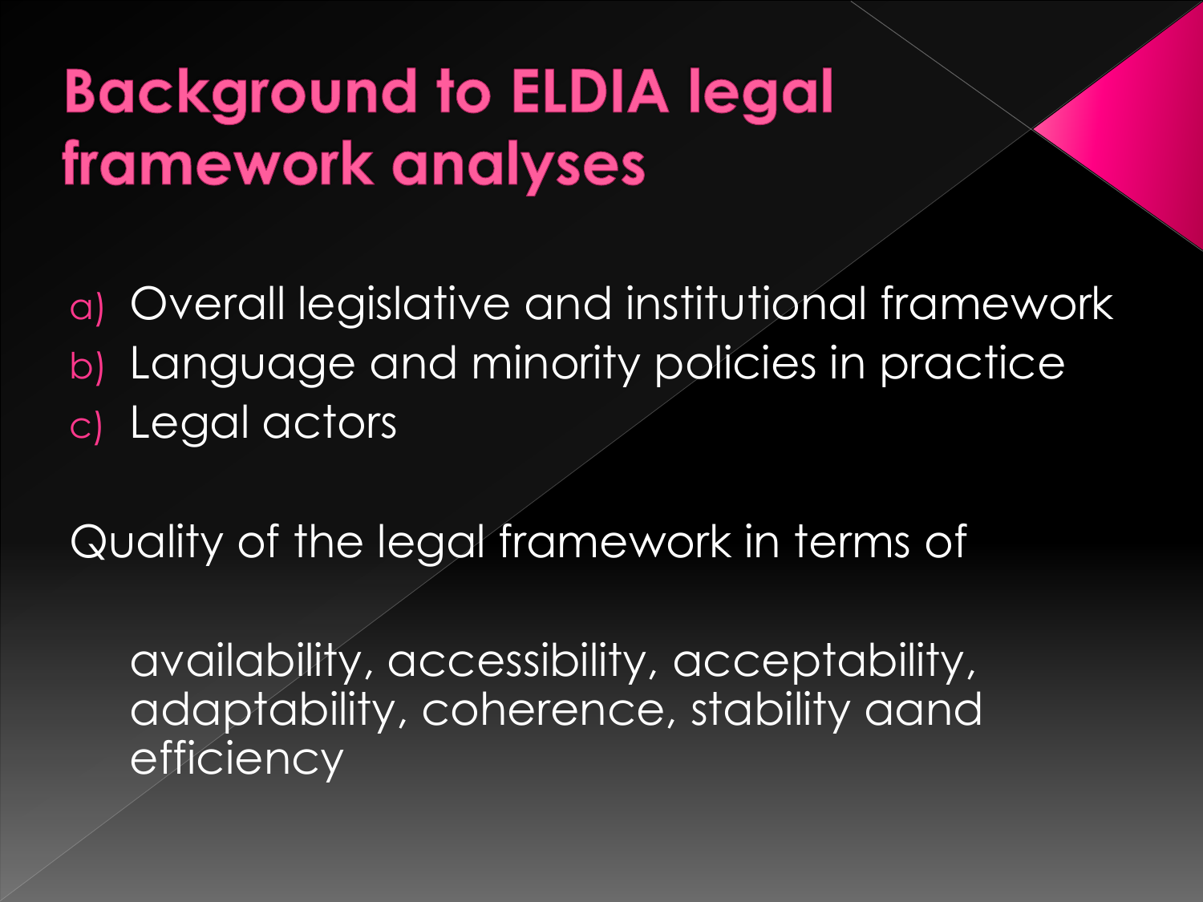# Background to ELDIA legal framework analyses

a) Overall legislative and institutional framework
b) Language and minority policies in practice
c) Legal actors

Quality of the legal framework in terms of

availability, accessibility, acceptability, adaptability, coherence, stability aand efficiency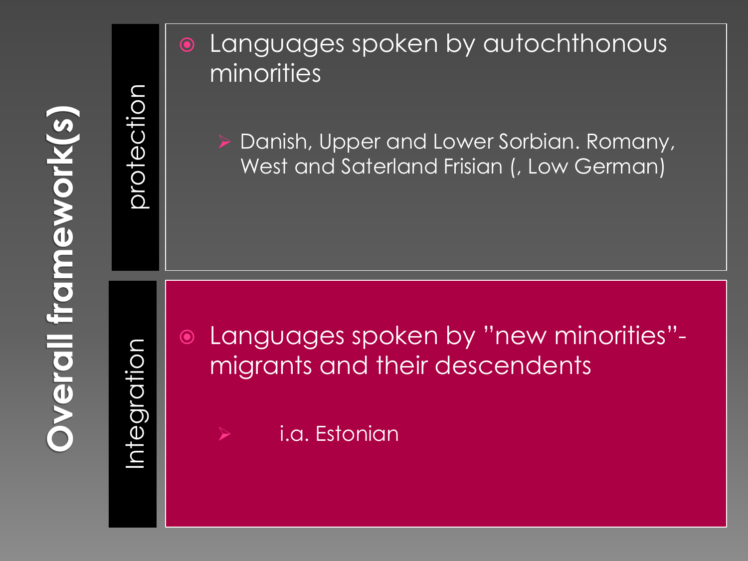# Overall framework(s)

## protection

- Languages spoken by autochthonous minorities
  - Danish, Upper and Lower Sorbian. Romany, West and Saterland Frisian (, Low German)

## Integration

- Languages spoken by ”new minorities”- migrants and their descendents
  - i.a. Estonian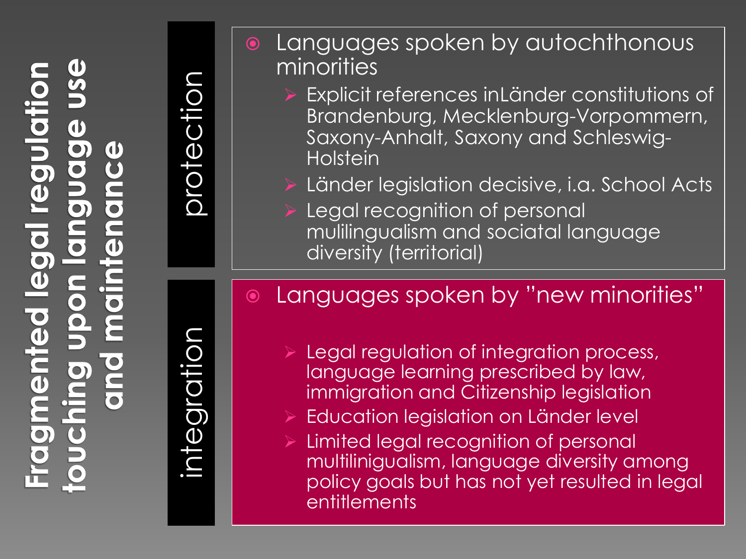# Fragmented legal regulation touching upon language use and maintenance

## protection

- Languages spoken by autochthonous minorities
  - Explicit references inLänder constitutions of Brandenburg, Mecklenburg-Vorpommern, Saxony-Anhalt, Saxony and Schleswig-Holstein
  - Länder legislation decisive, i.a. School Acts
  - Legal recognition of personal mulilingualism and sociatal language diversity (territorial)

## integration

- Languages spoken by "new minorities"
  - Legal regulation of integration process, language learning prescribed by law, immigration and Citizenship legislation
  - Education legislation on Länder level
  - Limited legal recognition of personal multilinigualism, language diversity among policy goals but has not yet resulted in legal entitlements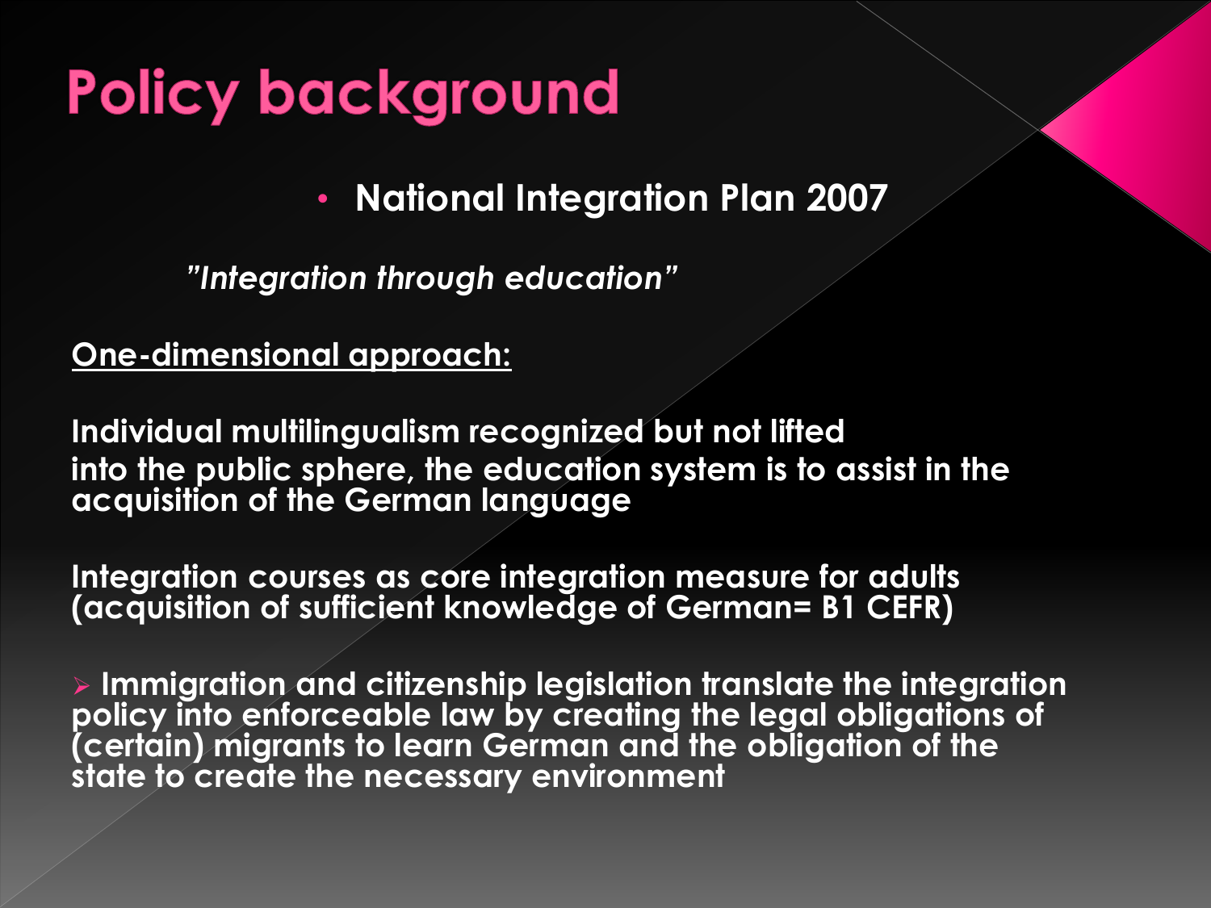# Policy background

- **National Integration Plan 2007**

***"Integration through education"***

**One-dimensional approach:**

**Individual multilingualism recognized but not lifted into the public sphere, the education system is to assist in the acquisition of the German language**

**Integration courses as core integration measure for adults (acquisition of sufficient knowledge of German= B1 CEFR)**

- **Immigration and citizenship legislation translate the integration policy into enforceable law by creating the legal obligations of (certain) migrants to learn German and the obligation of the state to create the necessary environment**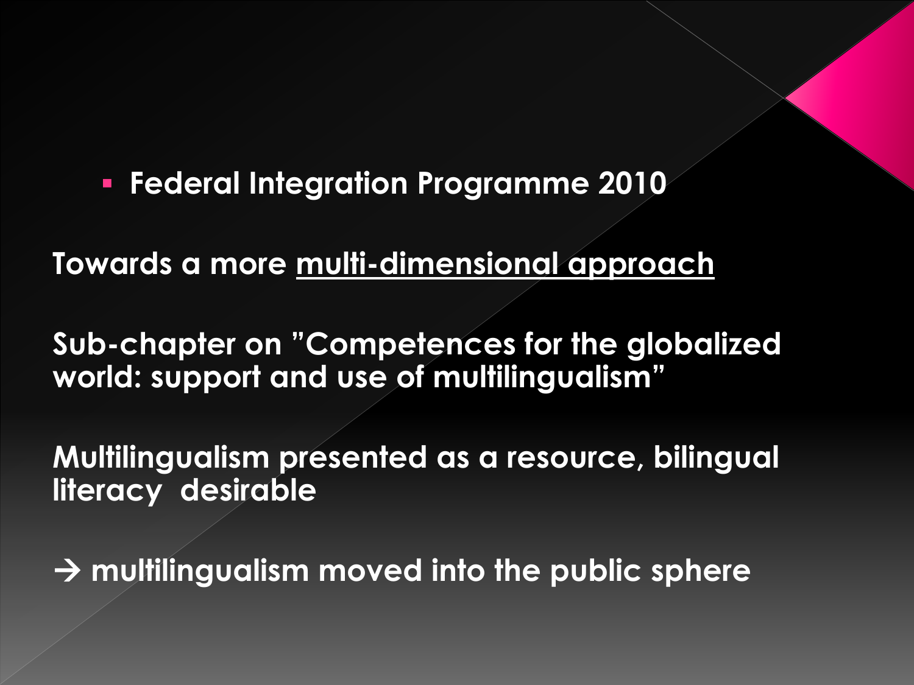- **Federal Integration Programme 2010**

**Towards a more <u>multi-dimensional approach</u>**

**Sub-chapter on "Competences for the globalized world: support and use of multilingualism"**

**Multilingualism presented as a resource, bilingual literacy desirable**

**→ multilingualism moved into the public sphere**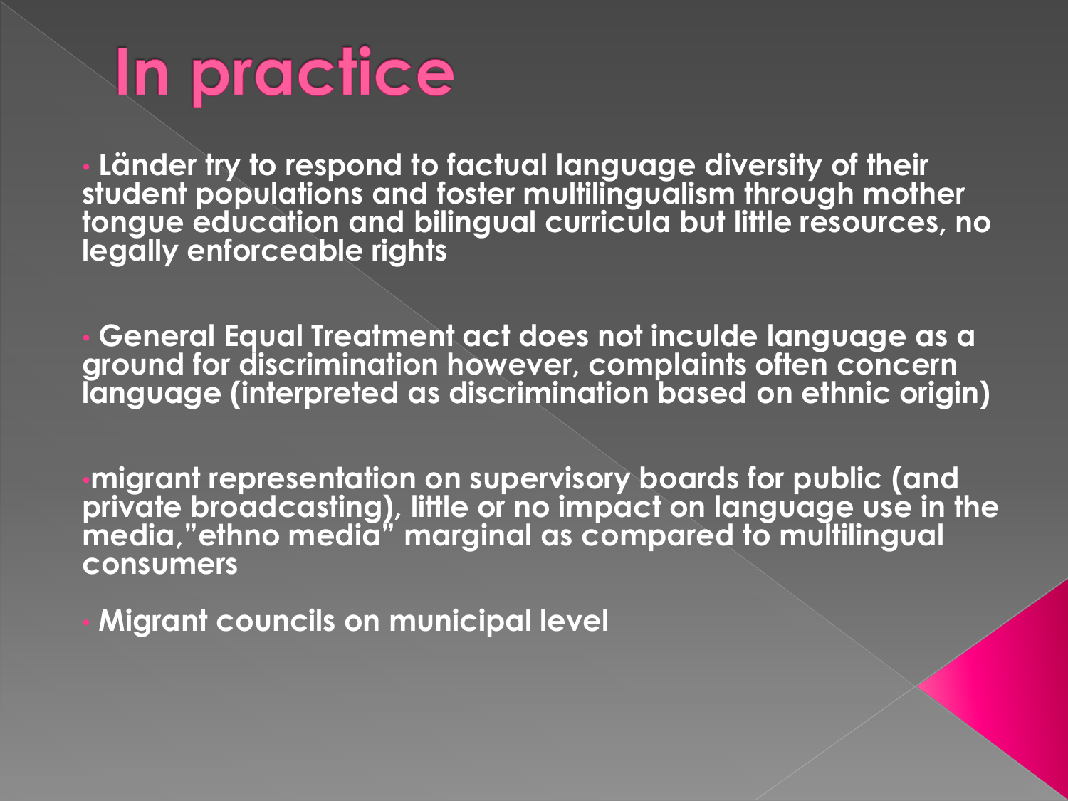# In practice

- Länder try to respond to factual language diversity of their student populations and foster multilingualism through mother tongue education and bilingual curricula but little resources, no legally enforceable rights

- General Equal Treatment act does not inculde language as a ground for discrimination however, complaints often concern language (interpreted as discrimination based on ethnic origin)

- migrant representation on supervisory boards for public (and private broadcasting), little or no impact on language use in the media,"ethno media" marginal as compared to multilingual consumers

- Migrant councils on municipal level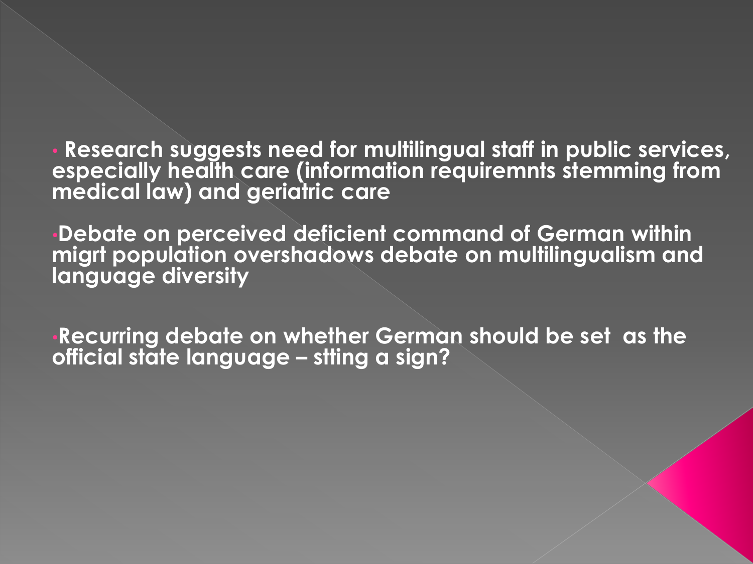- Research suggests need for multilingual staff in public services, especially health care (information requiremnts stemming from medical law) and geriatric care

- Debate on perceived deficient command of German within migrt population overshadows debate on multilingualism and language diversity

- Recurring debate on whether German should be set as the official state language – stting a sign?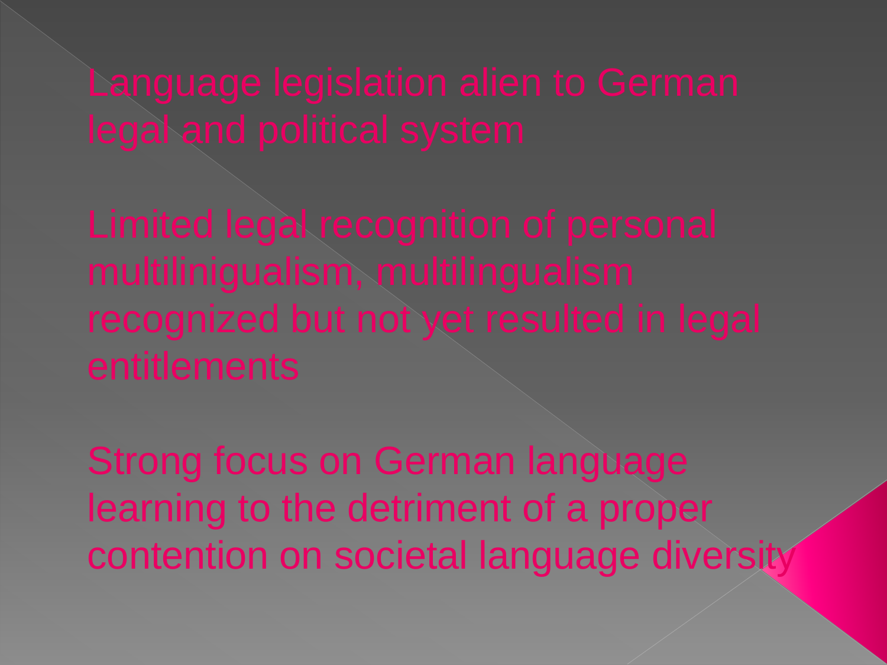Language legislation alien to German legal and political system

Limited legal recognition of personal multilinigualism, multilingualism recognized but not yet resulted in legal entitlements

Strong focus on German language learning to the detriment of a proper contention on societal language diversity